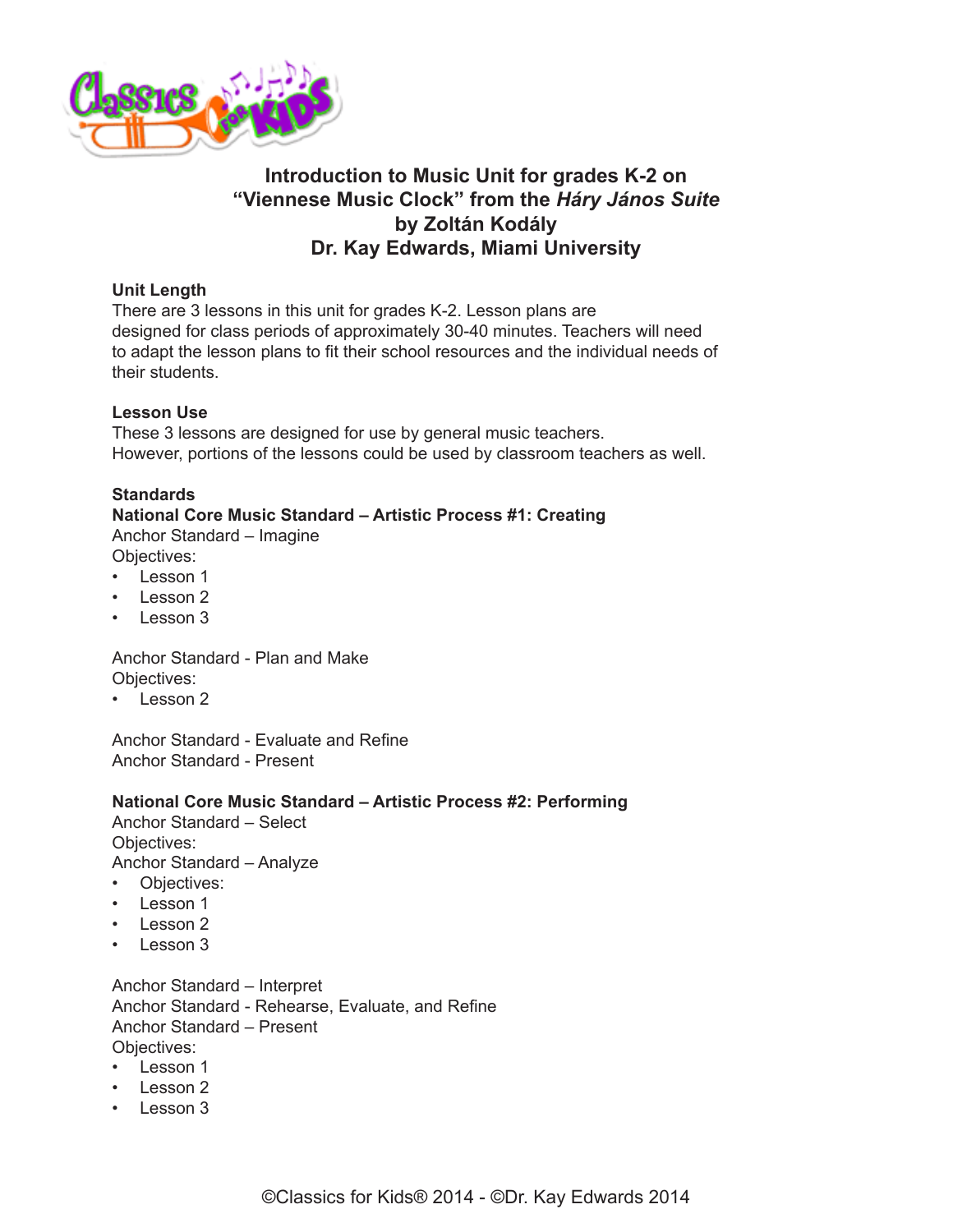# Introduction to Music Unit for grades K-2 on "Viennese Music Clock" from the *Háry János Suite* by Zoltán Kodály
## Dr. Kay Edwards, Miami University

**Unit Length**
There are 3 lessons in this unit for grades K-2. Lesson plans are designed for class periods of approximately 30-40 minutes. Teachers will need to adapt the lesson plans to fit their school resources and the individual needs of their students.

**Lesson Use**
These 3 lessons are designed for use by general music teachers. However, portions of the lessons could be used by classroom teachers as well.

**Standards**

**National Core Music Standard – Artistic Process #1: Creating**

Anchor Standard – Imagine
Objectives:
- Lesson 1
- Lesson 2
- Lesson 3

Anchor Standard - Plan and Make
Objectives:
- Lesson 2

Anchor Standard - Evaluate and Refine
Anchor Standard - Present

**National Core Music Standard – Artistic Process #2: Performing**

Anchor Standard – Select
Objectives:
Anchor Standard – Analyze
- Objectives:
- Lesson 1
- Lesson 2
- Lesson 3

Anchor Standard – Interpret
Anchor Standard - Rehearse, Evaluate, and Refine
Anchor Standard – Present
Objectives:
- Lesson 1
- Lesson 2
- Lesson 3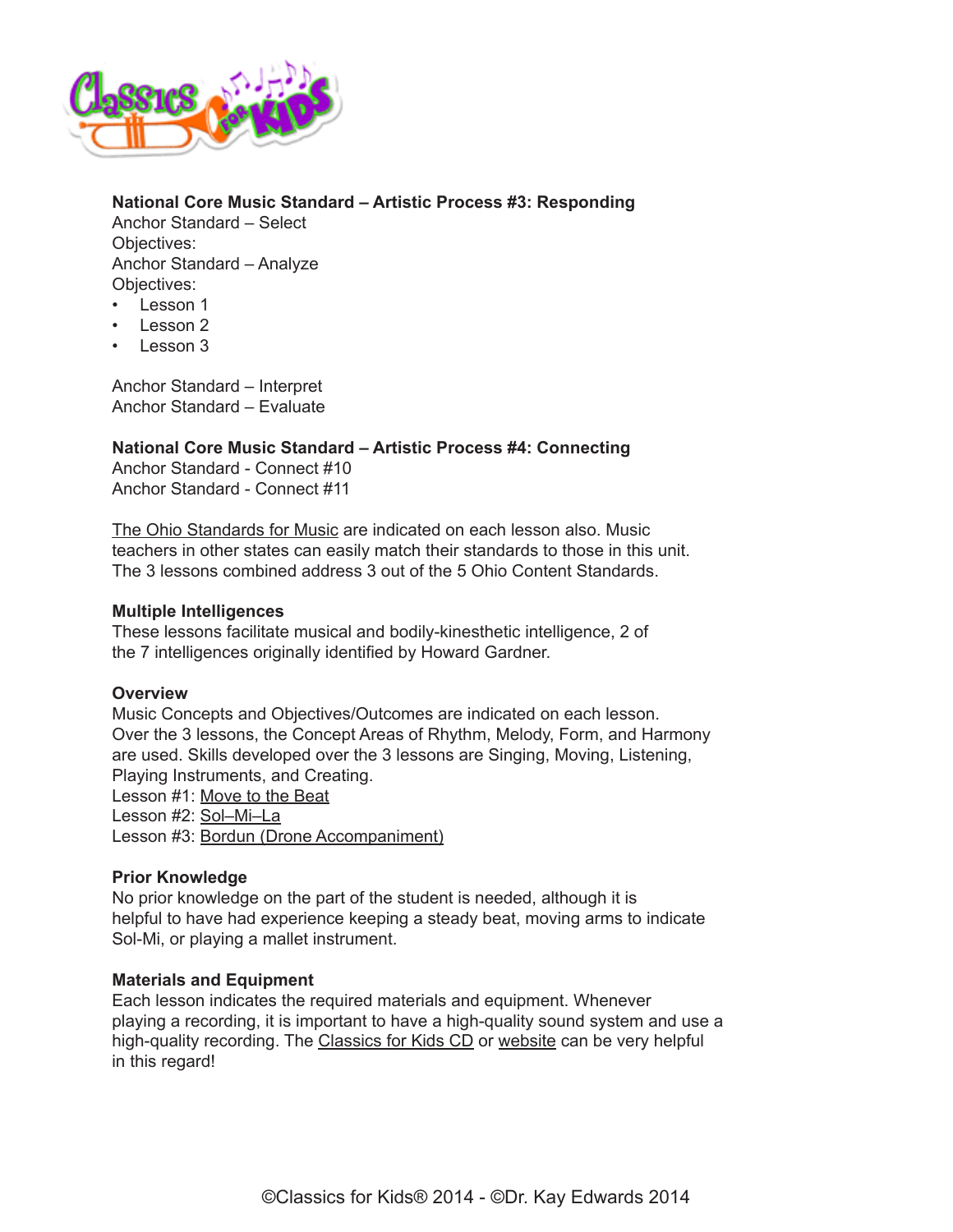**National Core Music Standard – Artistic Process #3: Responding**

Anchor Standard – Select

Objectives:

Anchor Standard – Analyze

Objectives:

- Lesson 1
- Lesson 2
- Lesson 3

Anchor Standard – Interpret

Anchor Standard – Evaluate

**National Core Music Standard – Artistic Process #4: Connecting**

Anchor Standard - Connect #10

Anchor Standard - Connect #11

The Ohio Standards for Music are indicated on each lesson also. Music teachers in other states can easily match their standards to those in this unit. The 3 lessons combined address 3 out of the 5 Ohio Content Standards.

**Multiple Intelligences**

These lessons facilitate musical and bodily-kinesthetic intelligence, 2 of the 7 intelligences originally identified by Howard Gardner.

**Overview**

Music Concepts and Objectives/Outcomes are indicated on each lesson. Over the 3 lessons, the Concept Areas of Rhythm, Melody, Form, and Harmony are used. Skills developed over the 3 lessons are Singing, Moving, Listening, Playing Instruments, and Creating.

Lesson #1: Move to the Beat

Lesson #2: Sol–Mi–La

Lesson #3: Bordun (Drone Accompaniment)

**Prior Knowledge**

No prior knowledge on the part of the student is needed, although it is helpful to have had experience keeping a steady beat, moving arms to indicate Sol-Mi, or playing a mallet instrument.

**Materials and Equipment**

Each lesson indicates the required materials and equipment. Whenever playing a recording, it is important to have a high-quality sound system and use a high-quality recording. The Classics for Kids CD or website can be very helpful in this regard!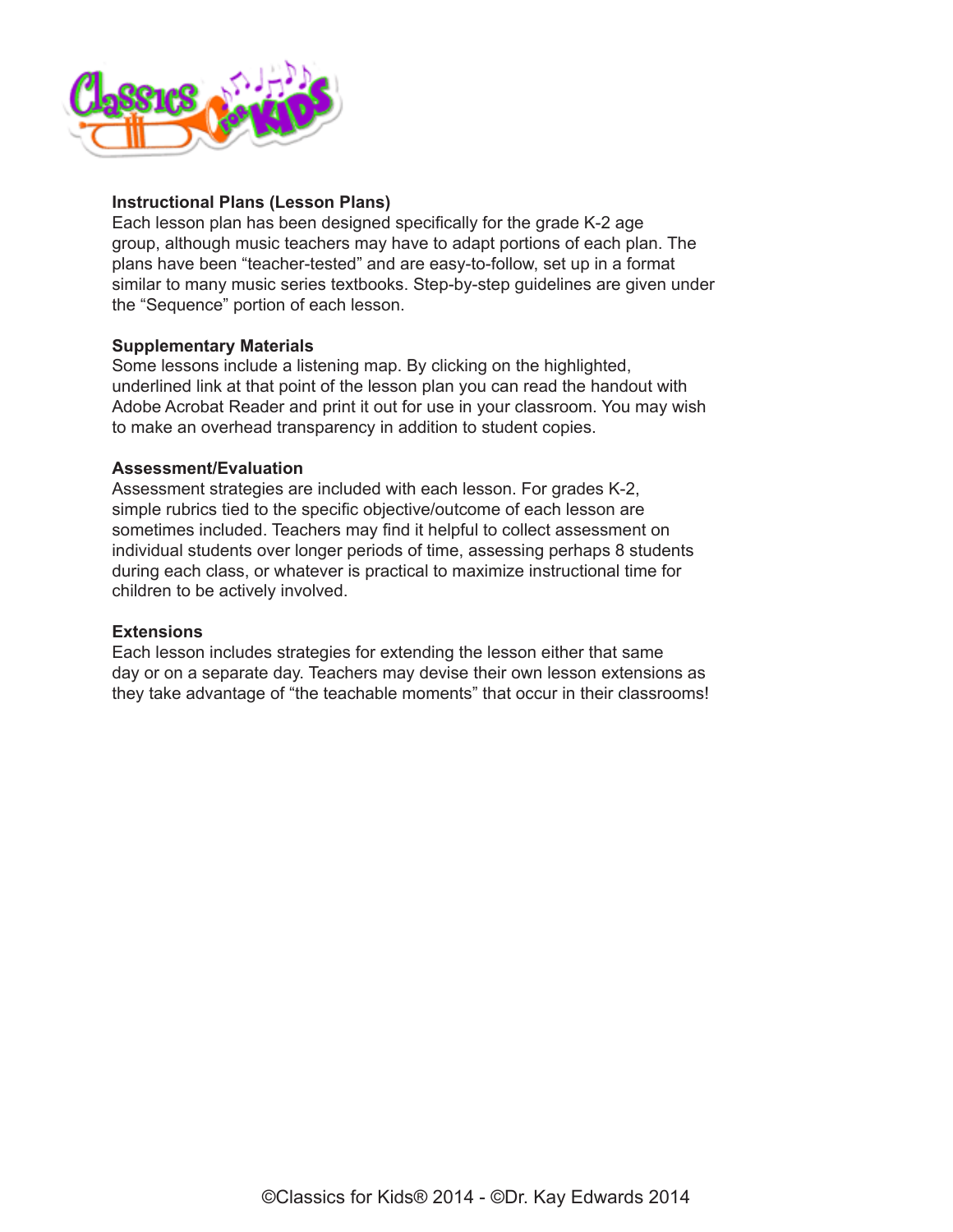**Instructional Plans (Lesson Plans)**
Each lesson plan has been designed specifically for the grade K-2 age group, although music teachers may have to adapt portions of each plan. The plans have been "teacher-tested" and are easy-to-follow, set up in a format similar to many music series textbooks. Step-by-step guidelines are given under the "Sequence" portion of each lesson.

**Supplementary Materials**
Some lessons include a listening map. By clicking on the highlighted, underlined link at that point of the lesson plan you can read the handout with Adobe Acrobat Reader and print it out for use in your classroom. You may wish to make an overhead transparency in addition to student copies.

**Assessment/Evaluation**
Assessment strategies are included with each lesson. For grades K-2, simple rubrics tied to the specific objective/outcome of each lesson are sometimes included. Teachers may find it helpful to collect assessment on individual students over longer periods of time, assessing perhaps 8 students during each class, or whatever is practical to maximize instructional time for children to be actively involved.

**Extensions**
Each lesson includes strategies for extending the lesson either that same day or on a separate day. Teachers may devise their own lesson extensions as they take advantage of "the teachable moments" that occur in their classrooms!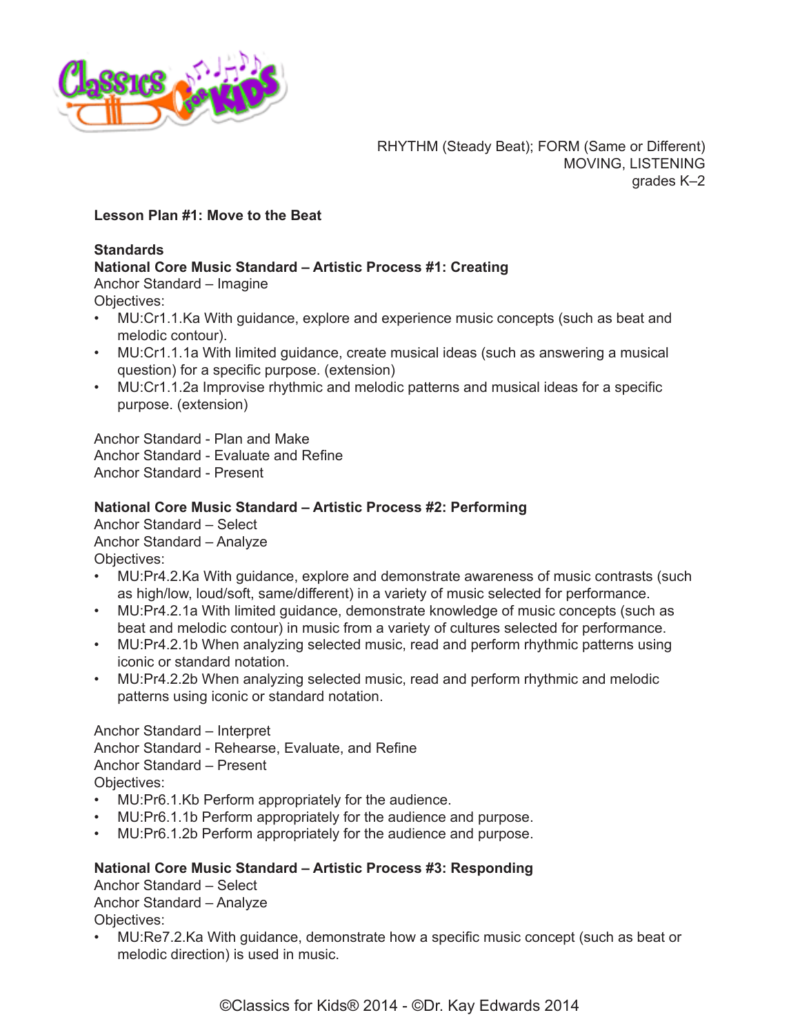RHYTHM (Steady Beat); FORM (Same or Different)
MOVING, LISTENING
grades K–2

**Lesson Plan #1: Move to the Beat**

**Standards**

**National Core Music Standard – Artistic Process #1: Creating**

Anchor Standard – Imagine

Objectives:

- MU:Cr1.1.Ka With guidance, explore and experience music concepts (such as beat and melodic contour).
- MU:Cr1.1.1a With limited guidance, create musical ideas (such as answering a musical question) for a specific purpose. (extension)
- MU:Cr1.1.2a Improvise rhythmic and melodic patterns and musical ideas for a specific purpose. (extension)

Anchor Standard - Plan and Make
Anchor Standard - Evaluate and Refine
Anchor Standard - Present

**National Core Music Standard – Artistic Process #2: Performing**

Anchor Standard – Select
Anchor Standard – Analyze
Objectives:

- MU:Pr4.2.Ka With guidance, explore and demonstrate awareness of music contrasts (such as high/low, loud/soft, same/different) in a variety of music selected for performance.
- MU:Pr4.2.1a With limited guidance, demonstrate knowledge of music concepts (such as beat and melodic contour) in music from a variety of cultures selected for performance.
- MU:Pr4.2.1b When analyzing selected music, read and perform rhythmic patterns using iconic or standard notation.
- MU:Pr4.2.2b When analyzing selected music, read and perform rhythmic and melodic patterns using iconic or standard notation.

Anchor Standard – Interpret
Anchor Standard - Rehearse, Evaluate, and Refine
Anchor Standard – Present
Objectives:

- MU:Pr6.1.Kb Perform appropriately for the audience.
- MU:Pr6.1.1b Perform appropriately for the audience and purpose.
- MU:Pr6.1.2b Perform appropriately for the audience and purpose.

**National Core Music Standard – Artistic Process #3: Responding**

Anchor Standard – Select
Anchor Standard – Analyze
Objectives:

- MU:Re7.2.Ka With guidance, demonstrate how a specific music concept (such as beat or melodic direction) is used in music.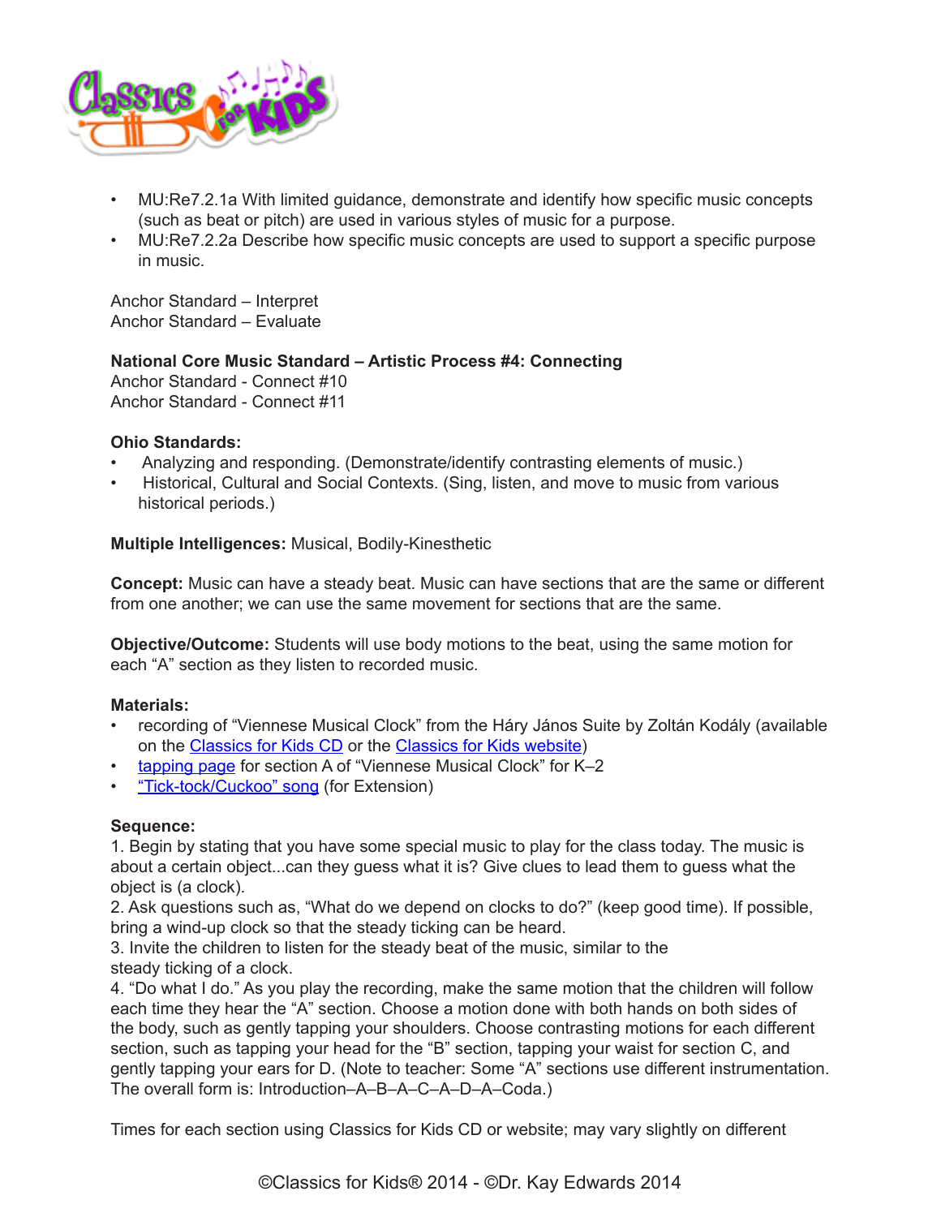- MU:Re7.2.1a With limited guidance, demonstrate and identify how specific music concepts (such as beat or pitch) are used in various styles of music for a purpose.
- MU:Re7.2.2a Describe how specific music concepts are used to support a specific purpose in music.

Anchor Standard – Interpret
Anchor Standard – Evaluate

**National Core Music Standard – Artistic Process #4: Connecting**
Anchor Standard - Connect #10
Anchor Standard - Connect #11

**Ohio Standards:**
- Analyzing and responding. (Demonstrate/identify contrasting elements of music.)
- Historical, Cultural and Social Contexts. (Sing, listen, and move to music from various historical periods.)

**Multiple Intelligences:** Musical, Bodily-Kinesthetic

**Concept:** Music can have a steady beat. Music can have sections that are the same or different from one another; we can use the same movement for sections that are the same.

**Objective/Outcome:** Students will use body motions to the beat, using the same motion for each "A" section as they listen to recorded music.

**Materials:**
- recording of "Viennese Musical Clock" from the Háry János Suite by Zoltán Kodály (available on the Classics for Kids CD or the Classics for Kids website)
- tapping page for section A of "Viennese Musical Clock" for K–2
- "Tick-tock/Cuckoo" song (for Extension)

**Sequence:**
1. Begin by stating that you have some special music to play for the class today. The music is about a certain object...can they guess what it is? Give clues to lead them to guess what the object is (a clock).
2. Ask questions such as, "What do we depend on clocks to do?" (keep good time). If possible, bring a wind-up clock so that the steady ticking can be heard.
3. Invite the children to listen for the steady beat of the music, similar to the steady ticking of a clock.
4. "Do what I do." As you play the recording, make the same motion that the children will follow each time they hear the "A" section. Choose a motion done with both hands on both sides of the body, such as gently tapping your shoulders. Choose contrasting motions for each different section, such as tapping your head for the "B" section, tapping your waist for section C, and gently tapping your ears for D. (Note to teacher: Some "A" sections use different instrumentation. The overall form is: Introduction–A–B–A–C–A–D–A–Coda.)

Times for each section using Classics for Kids CD or website; may vary slightly on different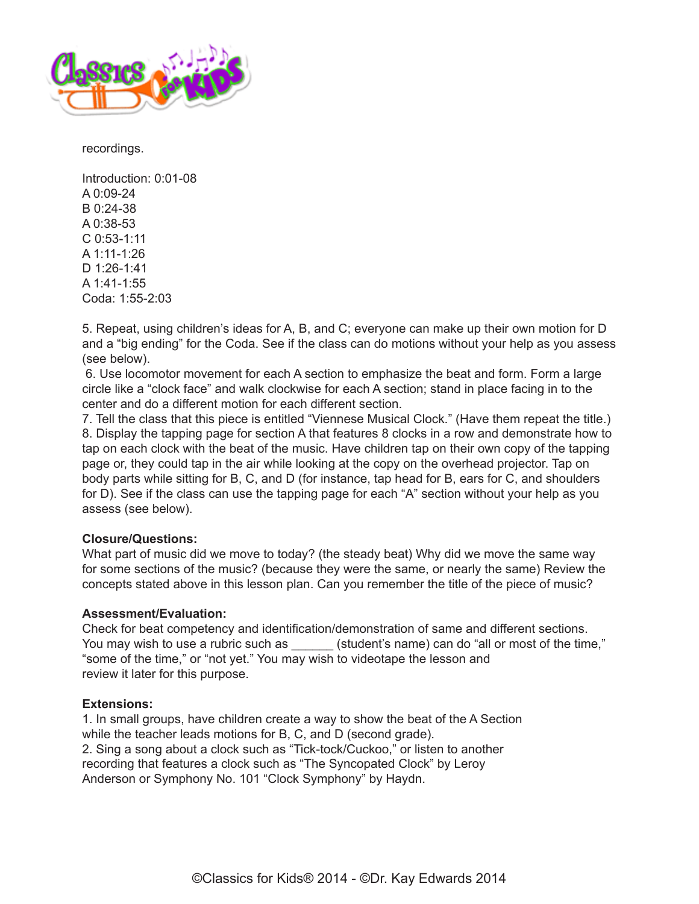recordings.

Introduction: 0:01-08
A 0:09-24
B 0:24-38
A 0:38-53
C 0:53-1:11
A 1:11-1:26
D 1:26-1:41
A 1:41-1:55
Coda: 1:55-2:03

5. Repeat, using children's ideas for A, B, and C; everyone can make up their own motion for D and a "big ending" for the Coda. See if the class can do motions without your help as you assess (see below).
6. Use locomotor movement for each A section to emphasize the beat and form. Form a large circle like a "clock face" and walk clockwise for each A section; stand in place facing in to the center and do a different motion for each different section.
7. Tell the class that this piece is entitled "Viennese Musical Clock." (Have them repeat the title.)
8. Display the tapping page for section A that features 8 clocks in a row and demonstrate how to tap on each clock with the beat of the music. Have children tap on their own copy of the tapping page or, they could tap in the air while looking at the copy on the overhead projector. Tap on body parts while sitting for B, C, and D (for instance, tap head for B, ears for C, and shoulders for D). See if the class can use the tapping page for each "A" section without your help as you assess (see below).

**Closure/Questions:**
What part of music did we move to today? (the steady beat) Why did we move the same way for some sections of the music? (because they were the same, or nearly the same) Review the concepts stated above in this lesson plan. Can you remember the title of the piece of music?

**Assessment/Evaluation:**
Check for beat competency and identification/demonstration of same and different sections. You may wish to use a rubric such as ______ (student's name) can do "all or most of the time," "some of the time," or "not yet." You may wish to videotape the lesson and review it later for this purpose.

**Extensions:**
1. In small groups, have children create a way to show the beat of the A Section while the teacher leads motions for B, C, and D (second grade).
2. Sing a song about a clock such as "Tick-tock/Cuckoo," or listen to another recording that features a clock such as "The Syncopated Clock" by Leroy Anderson or Symphony No. 101 "Clock Symphony" by Haydn.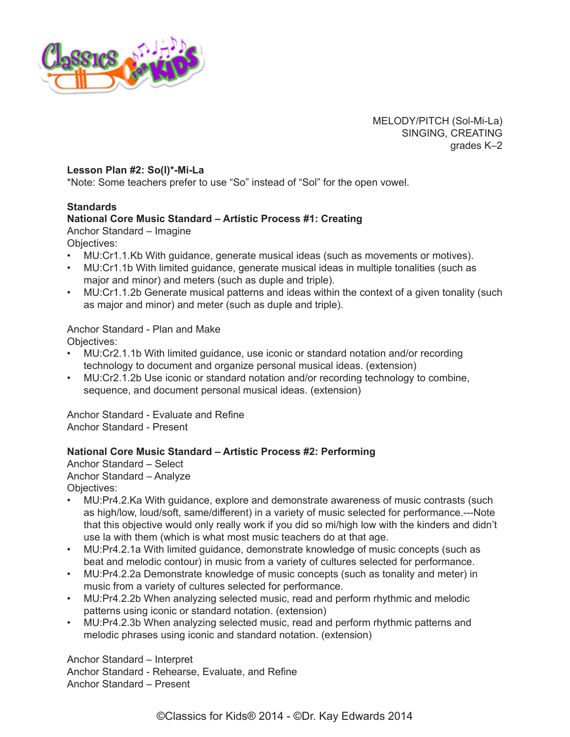MELODY/PITCH (Sol-Mi-La)
SINGING, CREATING
grades K–2

**Lesson Plan #2: So(l)*-Mi-La**

*Note: Some teachers prefer to use "So" instead of "Sol" for the open vowel.

**Standards**

**National Core Music Standard – Artistic Process #1: Creating**

Anchor Standard – Imagine

Objectives:

- MU:Cr1.1.Kb With guidance, generate musical ideas (such as movements or motives).
- MU:Cr1.1b With limited guidance, generate musical ideas in multiple tonalities (such as major and minor) and meters (such as duple and triple).
- MU:Cr1.1.2b Generate musical patterns and ideas within the context of a given tonality (such as major and minor) and meter (such as duple and triple).

Anchor Standard - Plan and Make

Objectives:

- MU:Cr2.1.1b With limited guidance, use iconic or standard notation and/or recording technology to document and organize personal musical ideas. (extension)
- MU:Cr2.1.2b Use iconic or standard notation and/or recording technology to combine, sequence, and document personal musical ideas. (extension)

Anchor Standard - Evaluate and Refine

Anchor Standard - Present

**National Core Music Standard – Artistic Process #2: Performing**

Anchor Standard – Select

Anchor Standard – Analyze

Objectives:

- MU:Pr4.2.Ka With guidance, explore and demonstrate awareness of music contrasts (such as high/low, loud/soft, same/different) in a variety of music selected for performance.---Note that this objective would only really work if you did so mi/high low with the kinders and didn't use la with them (which is what most music teachers do at that age.
- MU:Pr4.2.1a With limited guidance, demonstrate knowledge of music concepts (such as beat and melodic contour) in music from a variety of cultures selected for performance.
- MU:Pr4.2.2a Demonstrate knowledge of music concepts (such as tonality and meter) in music from a variety of cultures selected for performance.
- MU:Pr4.2.2b When analyzing selected music, read and perform rhythmic and melodic patterns using iconic or standard notation. (extension)
- MU:Pr4.2.3b When analyzing selected music, read and perform rhythmic patterns and melodic phrases using iconic and standard notation. (extension)

Anchor Standard – Interpret

Anchor Standard - Rehearse, Evaluate, and Refine

Anchor Standard – Present

©Classics for Kids® 2014 - ©Dr. Kay Edwards 2014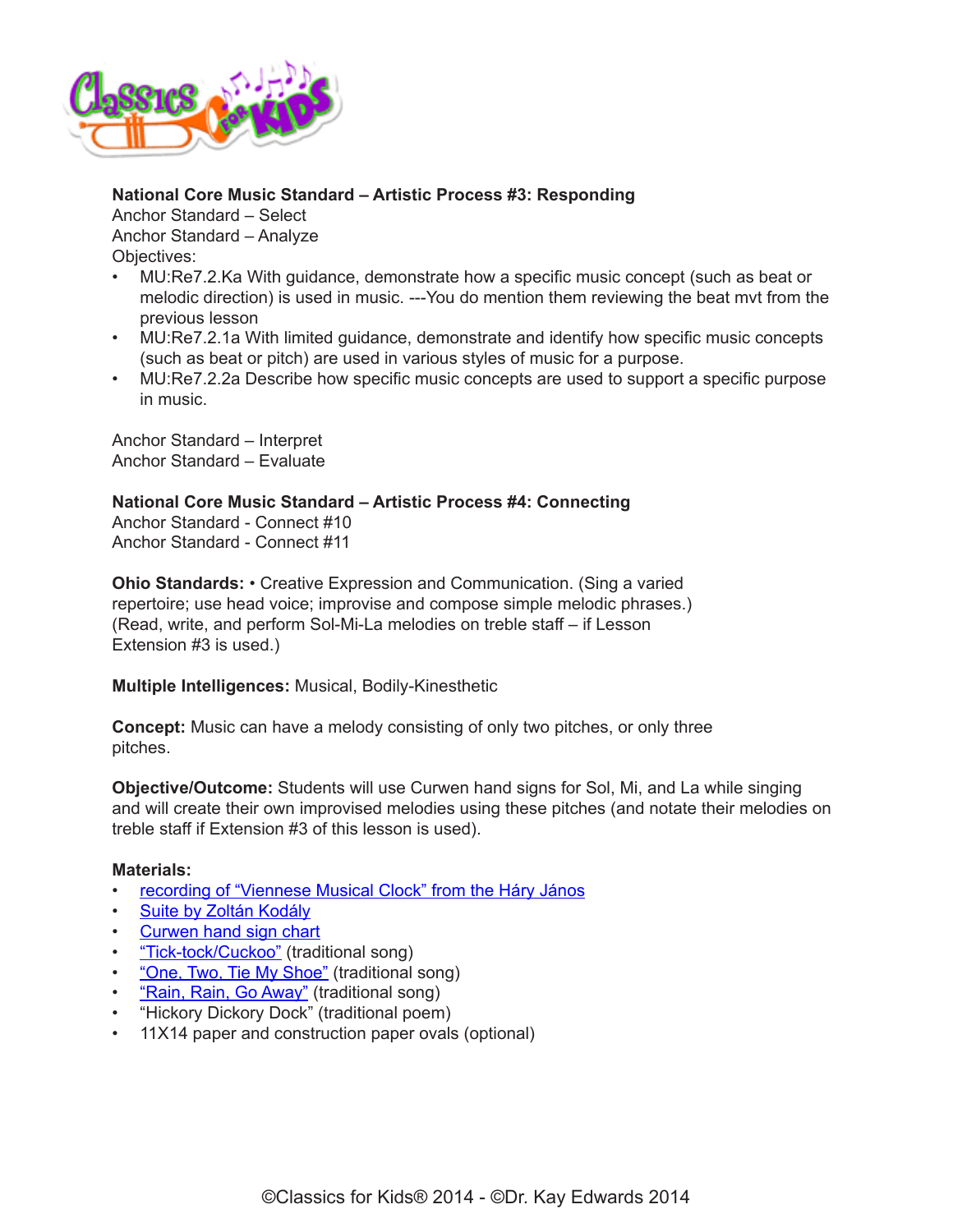**National Core Music Standard – Artistic Process #3: Responding**
Anchor Standard – Select
Anchor Standard – Analyze
Objectives:

- MU:Re7.2.Ka With guidance, demonstrate how a specific music concept (such as beat or melodic direction) is used in music. ---You do mention them reviewing the beat mvt from the previous lesson
- MU:Re7.2.1a With limited guidance, demonstrate and identify how specific music concepts (such as beat or pitch) are used in various styles of music for a purpose.
- MU:Re7.2.2a Describe how specific music concepts are used to support a specific purpose in music.

Anchor Standard – Interpret
Anchor Standard – Evaluate

**National Core Music Standard – Artistic Process #4: Connecting**
Anchor Standard - Connect #10
Anchor Standard - Connect #11

**Ohio Standards:** • Creative Expression and Communication. (Sing a varied repertoire; use head voice; improvise and compose simple melodic phrases.) (Read, write, and perform Sol-Mi-La melodies on treble staff – if Lesson Extension #3 is used.)

**Multiple Intelligences:** Musical, Bodily-Kinesthetic

**Concept:** Music can have a melody consisting of only two pitches, or only three pitches.

**Objective/Outcome:** Students will use Curwen hand signs for Sol, Mi, and La while singing and will create their own improvised melodies using these pitches (and notate their melodies on treble staff if Extension #3 of this lesson is used).

**Materials:**

- recording of "Viennese Musical Clock" from the Háry János
- Suite by Zoltán Kodály
- Curwen hand sign chart
- "Tick-tock/Cuckoo" (traditional song)
- "One, Two, Tie My Shoe" (traditional song)
- "Rain, Rain, Go Away" (traditional song)
- "Hickory Dickory Dock" (traditional poem)
- 11X14 paper and construction paper ovals (optional)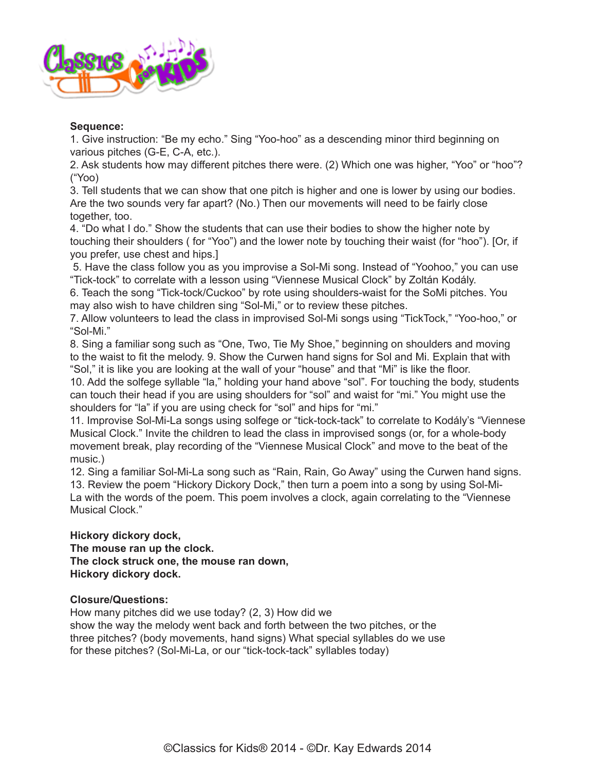**Sequence:**

1. Give instruction: "Be my echo." Sing "Yoo-hoo" as a descending minor third beginning on various pitches (G-E, C-A, etc.).
2. Ask students how may different pitches there were. (2) Which one was higher, "Yoo" or "hoo"? ("Yoo)
3. Tell students that we can show that one pitch is higher and one is lower by using our bodies. Are the two sounds very far apart? (No.) Then our movements will need to be fairly close together, too.
4. "Do what I do." Show the students that can use their bodies to show the higher note by touching their shoulders ( for "Yoo") and the lower note by touching their waist (for "hoo"). [Or, if you prefer, use chest and hips.]
5. Have the class follow you as you improvise a Sol-Mi song. Instead of "Yoohoo," you can use "Tick-tock" to correlate with a lesson using "Viennese Musical Clock" by Zoltán Kodály.
6. Teach the song "Tick-tock/Cuckoo" by rote using shoulders-waist for the SoMi pitches. You may also wish to have children sing "Sol-Mi," or to review these pitches.
7. Allow volunteers to lead the class in improvised Sol-Mi songs using "TickTock," "Yoo-hoo," or "Sol-Mi."
8. Sing a familiar song such as "One, Two, Tie My Shoe," beginning on shoulders and moving to the waist to fit the melody. 9. Show the Curwen hand signs for Sol and Mi. Explain that with "Sol," it is like you are looking at the wall of your "house" and that "Mi" is like the floor.
10. Add the solfege syllable "la," holding your hand above "sol". For touching the body, students can touch their head if you are using shoulders for "sol" and waist for "mi." You might use the shoulders for "la" if you are using check for "sol" and hips for "mi."
11. Improvise Sol-Mi-La songs using solfege or "tick-tock-tack" to correlate to Kodály's "Viennese Musical Clock." Invite the children to lead the class in improvised songs (or, for a whole-body movement break, play recording of the "Viennese Musical Clock" and move to the beat of the music.)
12. Sing a familiar Sol-Mi-La song such as "Rain, Rain, Go Away" using the Curwen hand signs.
13. Review the poem "Hickory Dickory Dock," then turn a poem into a song by using Sol-Mi-La with the words of the poem. This poem involves a clock, again correlating to the "Viennese Musical Clock."

**Hickory dickory dock,**
**The mouse ran up the clock.**
**The clock struck one, the mouse ran down,**
**Hickory dickory dock.**

**Closure/Questions:**

How many pitches did we use today? (2, 3) How did we show the way the melody went back and forth between the two pitches, or the three pitches? (body movements, hand signs) What special syllables do we use for these pitches? (Sol-Mi-La, or our "tick-tock-tack" syllables today)

©Classics for Kids® 2014 - ©Dr. Kay Edwards 2014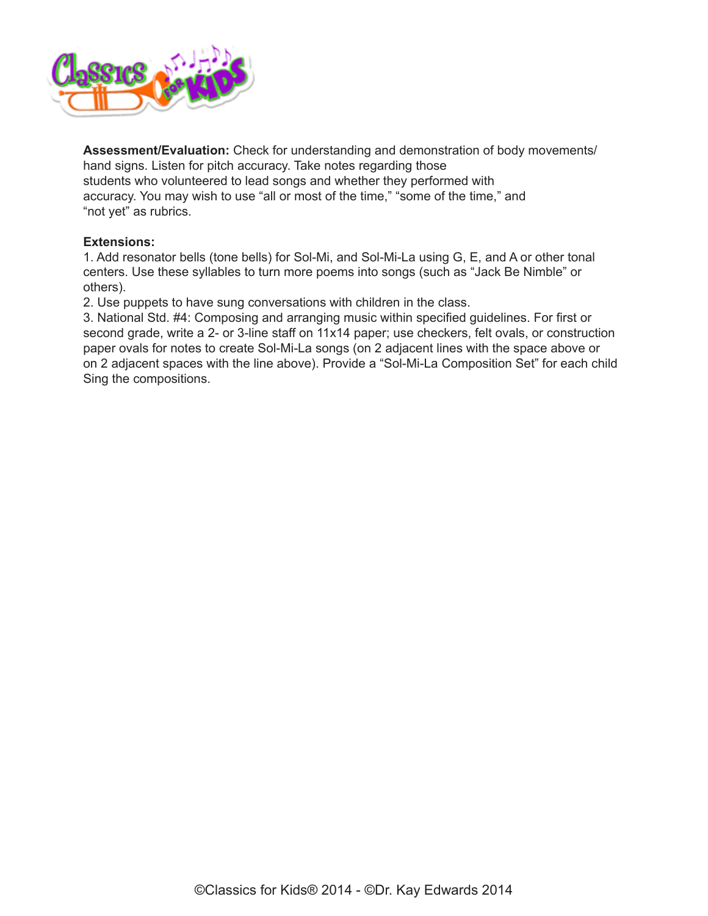**Assessment/Evaluation:** Check for understanding and demonstration of body movements/ hand signs. Listen for pitch accuracy. Take notes regarding those students who volunteered to lead songs and whether they performed with accuracy. You may wish to use "all or most of the time," "some of the time," and "not yet" as rubrics.

**Extensions:**

1. Add resonator bells (tone bells) for Sol-Mi, and Sol-Mi-La using G, E, and A or other tonal centers. Use these syllables to turn more poems into songs (such as "Jack Be Nimble" or others).
2. Use puppets to have sung conversations with children in the class.
3. National Std. #4: Composing and arranging music within specified guidelines. For first or second grade, write a 2- or 3-line staff on 11x14 paper; use checkers, felt ovals, or construction paper ovals for notes to create Sol-Mi-La songs (on 2 adjacent lines with the space above or on 2 adjacent spaces with the line above). Provide a "Sol-Mi-La Composition Set" for each child Sing the compositions.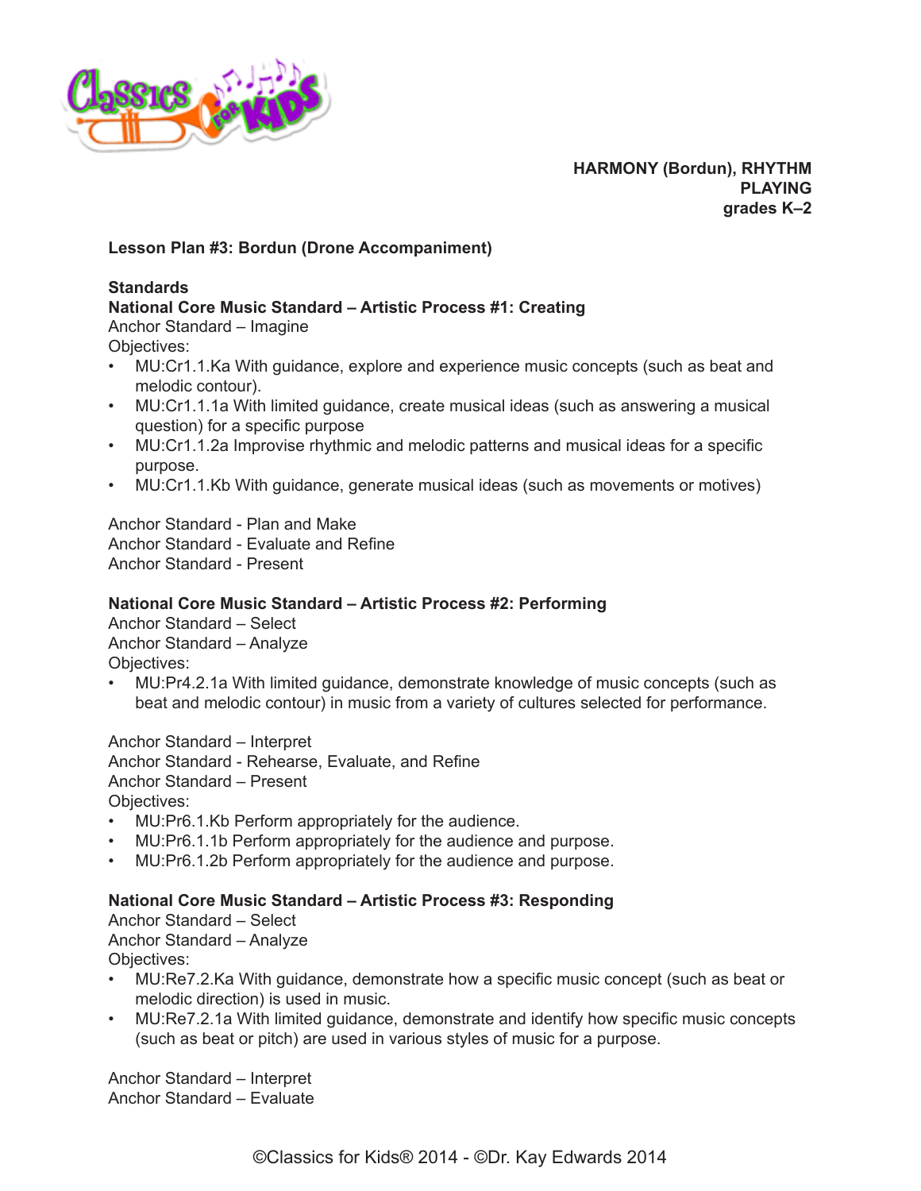**HARMONY (Bordun), RHYTHM**
**PLAYING**
**grades K–2**

**Lesson Plan #3: Bordun (Drone Accompaniment)**

**Standards**

**National Core Music Standard – Artistic Process #1: Creating**

Anchor Standard – Imagine

Objectives:

- MU:Cr1.1.Ka With guidance, explore and experience music concepts (such as beat and melodic contour).
- MU:Cr1.1.1a With limited guidance, create musical ideas (such as answering a musical question) for a specific purpose
- MU:Cr1.1.2a Improvise rhythmic and melodic patterns and musical ideas for a specific purpose.
- MU:Cr1.1.Kb With guidance, generate musical ideas (such as movements or motives)

Anchor Standard - Plan and Make
Anchor Standard - Evaluate and Refine
Anchor Standard - Present

**National Core Music Standard – Artistic Process #2: Performing**

Anchor Standard – Select
Anchor Standard – Analyze
Objectives:

- MU:Pr4.2.1a With limited guidance, demonstrate knowledge of music concepts (such as beat and melodic contour) in music from a variety of cultures selected for performance.

Anchor Standard – Interpret
Anchor Standard - Rehearse, Evaluate, and Refine
Anchor Standard – Present
Objectives:

- MU:Pr6.1.Kb Perform appropriately for the audience.
- MU:Pr6.1.1b Perform appropriately for the audience and purpose.
- MU:Pr6.1.2b Perform appropriately for the audience and purpose.

**National Core Music Standard – Artistic Process #3: Responding**

Anchor Standard – Select
Anchor Standard – Analyze
Objectives:

- MU:Re7.2.Ka With guidance, demonstrate how a specific music concept (such as beat or melodic direction) is used in music.
- MU:Re7.2.1a With limited guidance, demonstrate and identify how specific music concepts (such as beat or pitch) are used in various styles of music for a purpose.

Anchor Standard – Interpret
Anchor Standard – Evaluate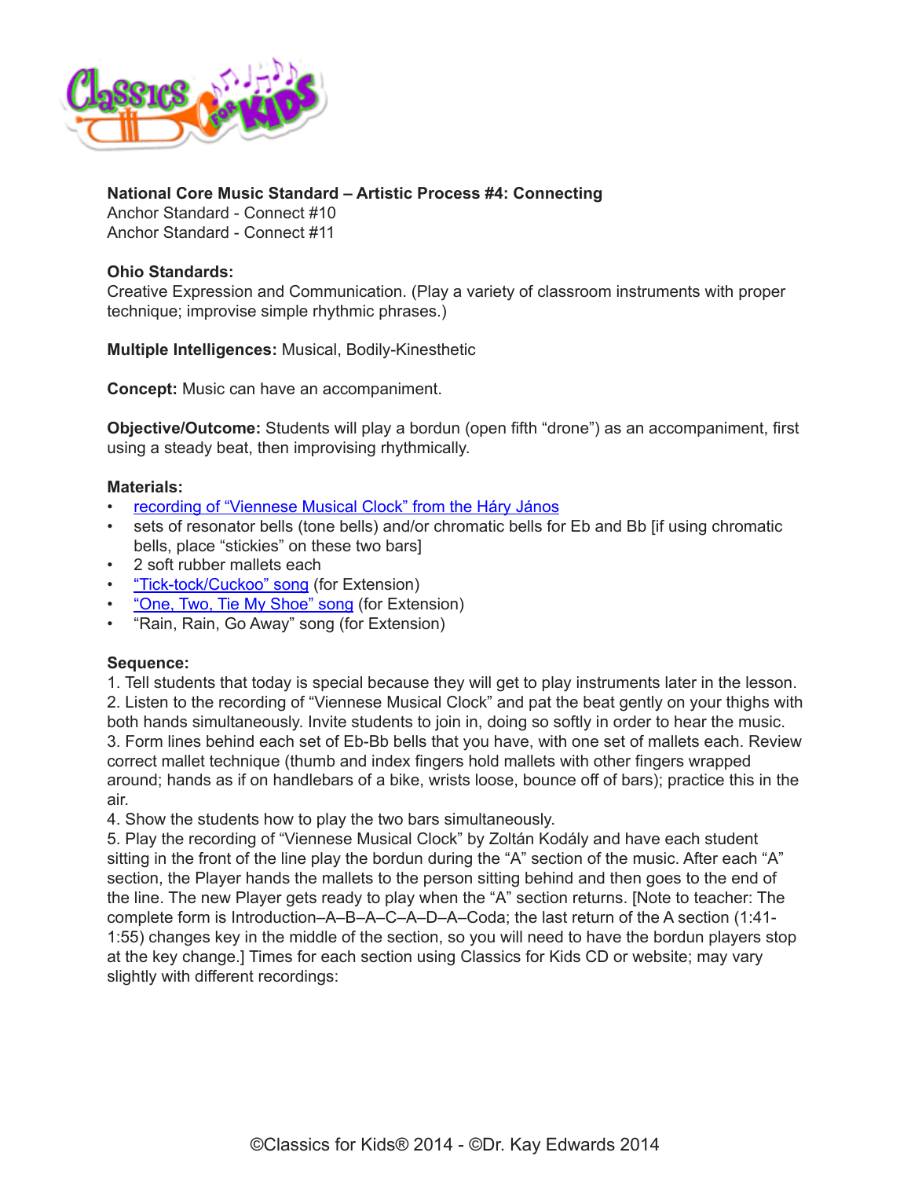**National Core Music Standard – Artistic Process #4: Connecting**
Anchor Standard - Connect #10
Anchor Standard - Connect #11

**Ohio Standards:**
Creative Expression and Communication. (Play a variety of classroom instruments with proper technique; improvise simple rhythmic phrases.)

**Multiple Intelligences:** Musical, Bodily-Kinesthetic

**Concept:** Music can have an accompaniment.

**Objective/Outcome:** Students will play a bordun (open fifth "drone") as an accompaniment, first using a steady beat, then improvising rhythmically.

**Materials:**

- recording of "Viennese Musical Clock" from the Háry János
- sets of resonator bells (tone bells) and/or chromatic bells for Eb and Bb [if using chromatic bells, place "stickies" on these two bars]
- 2 soft rubber mallets each
- "Tick-tock/Cuckoo" song (for Extension)
- "One, Two, Tie My Shoe" song (for Extension)
- "Rain, Rain, Go Away" song (for Extension)

**Sequence:**

1. Tell students that today is special because they will get to play instruments later in the lesson.
2. Listen to the recording of "Viennese Musical Clock" and pat the beat gently on your thighs with both hands simultaneously. Invite students to join in, doing so softly in order to hear the music.
3. Form lines behind each set of Eb-Bb bells that you have, with one set of mallets each. Review correct mallet technique (thumb and index fingers hold mallets with other fingers wrapped around; hands as if on handlebars of a bike, wrists loose, bounce off of bars); practice this in the air.
4. Show the students how to play the two bars simultaneously.
5. Play the recording of "Viennese Musical Clock" by Zoltán Kodály and have each student sitting in the front of the line play the bordun during the "A" section of the music. After each "A" section, the Player hands the mallets to the person sitting behind and then goes to the end of the line. The new Player gets ready to play when the "A" section returns. [Note to teacher: The complete form is Introduction–A–B–A–C–A–D–A–Coda; the last return of the A section (1:41-1:55) changes key in the middle of the section, so you will need to have the bordun players stop at the key change.] Times for each section using Classics for Kids CD or website; may vary slightly with different recordings: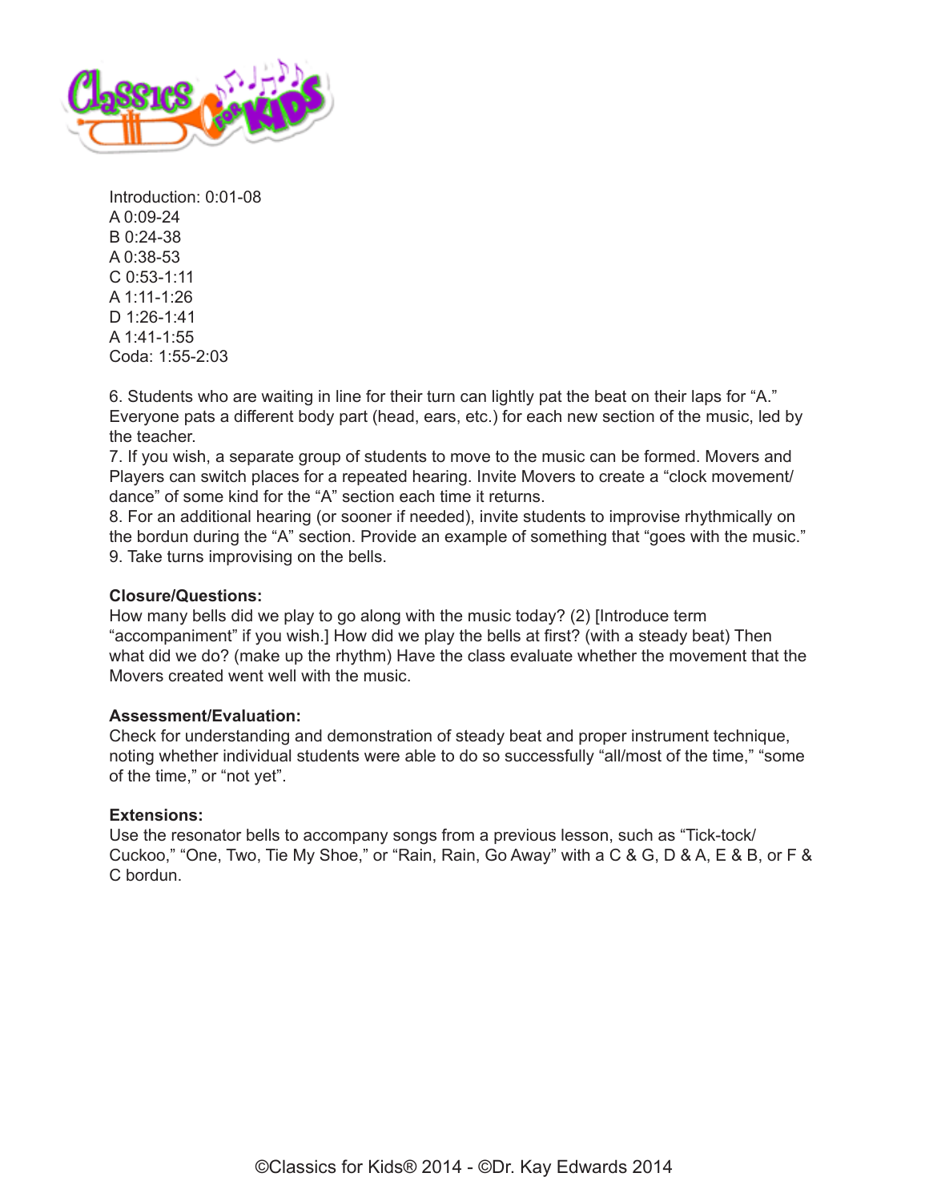Introduction: 0:01-08
A 0:09-24
B 0:24-38
A 0:38-53
C 0:53-1:11
A 1:11-1:26
D 1:26-1:41
A 1:41-1:55
Coda: 1:55-2:03

6. Students who are waiting in line for their turn can lightly pat the beat on their laps for "A." Everyone pats a different body part (head, ears, etc.) for each new section of the music, led by the teacher.
7. If you wish, a separate group of students to move to the music can be formed. Movers and Players can switch places for a repeated hearing. Invite Movers to create a "clock movement/ dance" of some kind for the "A" section each time it returns.
8. For an additional hearing (or sooner if needed), invite students to improvise rhythmically on the bordun during the "A" section. Provide an example of something that "goes with the music."
9. Take turns improvising on the bells.

**Closure/Questions:**
How many bells did we play to go along with the music today? (2) [Introduce term "accompaniment" if you wish.] How did we play the bells at first? (with a steady beat) Then what did we do? (make up the rhythm) Have the class evaluate whether the movement that the Movers created went well with the music.

**Assessment/Evaluation:**
Check for understanding and demonstration of steady beat and proper instrument technique, noting whether individual students were able to do so successfully "all/most of the time," "some of the time," or "not yet".

**Extensions:**
Use the resonator bells to accompany songs from a previous lesson, such as "Tick-tock/ Cuckoo," "One, Two, Tie My Shoe," or "Rain, Rain, Go Away" with a C & G, D & A, E & B, or F & C bordun.